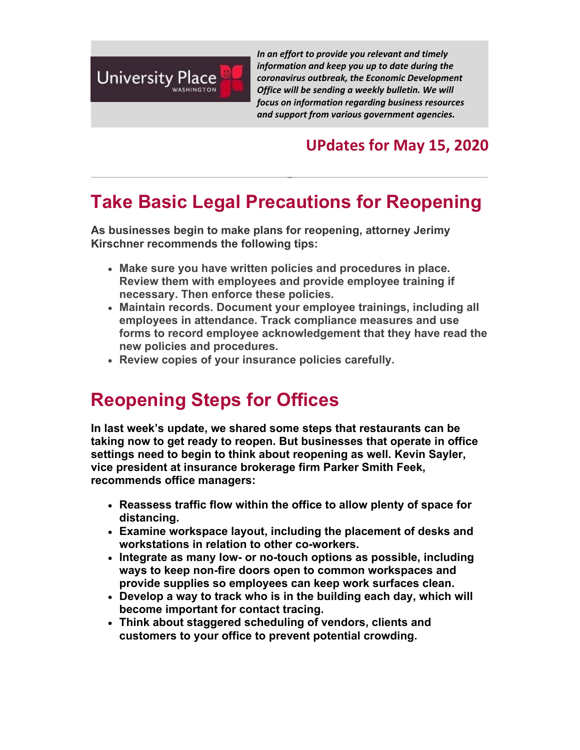University Place WASHINGTON

*In an effort to provide you relevant and timely information and keep you up to date during the coronavirus outbreak, the Economic Development Office will be sending a weekly bulletin. We will focus on information regarding business resources and support from various government agencies.*

## UPdates for May 15, 2020

---

# Take Basic Legal Precautions for Reopening

**As businesses begin to make plans for reopening, attorney Jerimy Kirschner recommends the following tips:**

- **Make sure you have written policies and procedures in place. Review them with employees and provide employee training if necessary. Then enforce these policies.**
- **Maintain records. Document your employee trainings, including all employees in attendance. Track compliance measures and use forms to record employee acknowledgement that they have read the new policies and procedures.**
- **Review copies of your insurance policies carefully.**

# Reopening Steps for Offices

**In last week's update, we shared some steps that restaurants can be taking now to get ready to reopen. But businesses that operate in office settings need to begin to think about reopening as well. Kevin Sayler, vice president at insurance brokerage firm Parker Smith Feek, recommends office managers:**

- **Reassess traffic flow within the office to allow plenty of space for distancing.**
- **Examine workspace layout, including the placement of desks and workstations in relation to other co-workers.**
- **Integrate as many low- or no-touch options as possible, including ways to keep non-fire doors open to common workspaces and provide supplies so employees can keep work surfaces clean.**
- **Develop a way to track who is in the building each day, which will become important for contact tracing.**
- **Think about staggered scheduling of vendors, clients and customers to your office to prevent potential crowding.**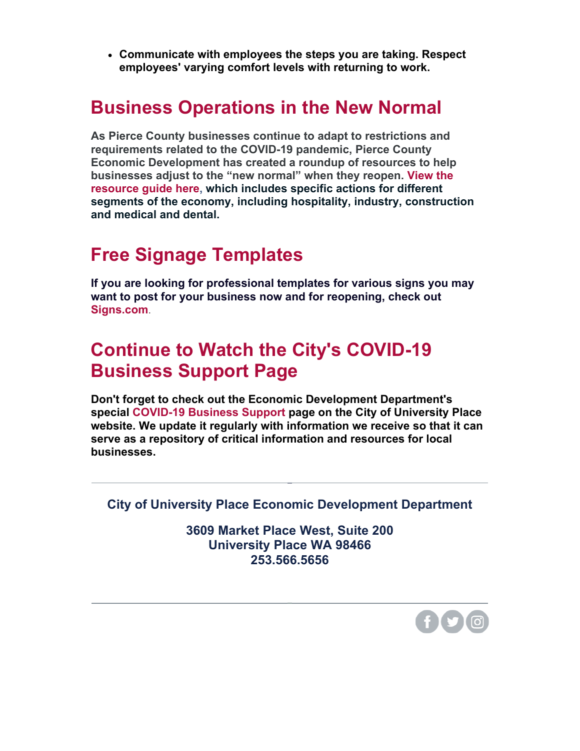- **Communicate with employees the steps you are taking. Respect employees' varying comfort levels with returning to work.**

## Business Operations in the New Normal

**As Pierce County businesses continue to adapt to restrictions and requirements related to the COVID-19 pandemic, Pierce County Economic Development has created a roundup of resources to help businesses adjust to the "new normal" when they reopen. View the resource guide here, which includes specific actions for different segments of the economy, including hospitality, industry, construction and medical and dental.**

## Free Signage Templates

**If you are looking for professional templates for various signs you may want to post for your business now and for reopening, check out Signs.com.**

## Continue to Watch the City's COVID-19 Business Support Page

**Don't forget to check out the Economic Development Department's special COVID-19 Business Support page on the City of University Place website. We update it regularly with information we receive so that it can serve as a repository of critical information and resources for local businesses.**

---

**City of University Place Economic Development Department**

**3609 Market Place West, Suite 200**
**University Place WA 98466**
**253.566.5656**

---